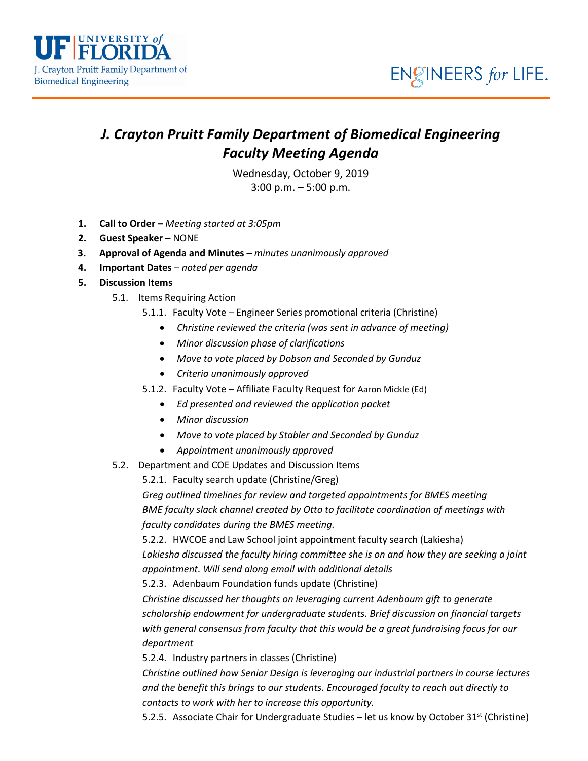UF | UNIVERSITY of FLORIDA
J. Crayton Pruitt Family Department of Biomedical Engineering

ENGINEERS *for* LIFE.

# *J. Crayton Pruitt Family Department of Biomedical Engineering Faculty Meeting Agenda*

Wednesday, October 9, 2019
3:00 p.m. – 5:00 p.m.

1. **Call to Order –** *Meeting started at 3:05pm*
2. **Guest Speaker –** NONE
3. **Approval of Agenda and Minutes –** *minutes unanimously approved*
4. **Important Dates** – *noted per agenda*
5. **Discussion Items**
   - 5.1. Items Requiring Action
     - 5.1.1. Faculty Vote – Engineer Series promotional criteria (Christine)
       - *Christine reviewed the criteria (was sent in advance of meeting)*
       - *Minor discussion phase of clarifications*
       - *Move to vote placed by Dobson and Seconded by Gunduz*
       - *Criteria unanimously approved*
     - 5.1.2. Faculty Vote – Affiliate Faculty Request for Aaron Mickle (Ed)
       - *Ed presented and reviewed the application packet*
       - *Minor discussion*
       - *Move to vote placed by Stabler and Seconded by Gunduz*
       - *Appointment unanimously approved*
   - 5.2. Department and COE Updates and Discussion Items
     - 5.2.1. Faculty search update (Christine/Greg)
       *Greg outlined timelines for review and targeted appointments for BMES meeting*
       *BME faculty slack channel created by Otto to facilitate coordination of meetings with faculty candidates during the BMES meeting.*
     - 5.2.2. HWCOE and Law School joint appointment faculty search (Lakiesha)
       *Lakiesha discussed the faculty hiring committee she is on and how they are seeking a joint appointment. Will send along email with additional details*
     - 5.2.3. Adenbaum Foundation funds update (Christine)
       *Christine discussed her thoughts on leveraging current Adenbaum gift to generate scholarship endowment for undergraduate students. Brief discussion on financial targets with general consensus from faculty that this would be a great fundraising focus for our department*
     - 5.2.4. Industry partners in classes (Christine)
       *Christine outlined how Senior Design is leveraging our industrial partners in course lectures and the benefit this brings to our students. Encouraged faculty to reach out directly to contacts to work with her to increase this opportunity.*
     - 5.2.5. Associate Chair for Undergraduate Studies – let us know by October 31st (Christine)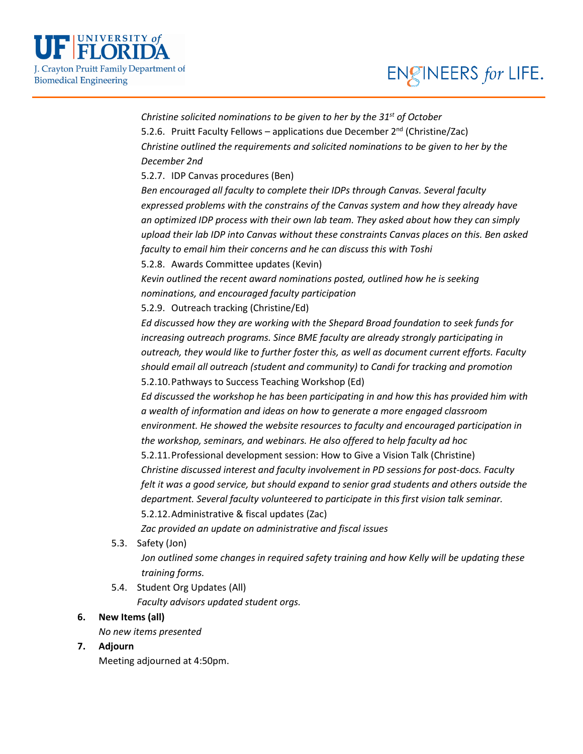*Christine solicited nominations to be given to her by the 31st of October*

5.2.6. Pruitt Faculty Fellows – applications due December 2nd (Christine/Zac)

*Christine outlined the requirements and solicited nominations to be given to her by the December 2nd*

5.2.7. IDP Canvas procedures (Ben)

*Ben encouraged all faculty to complete their IDPs through Canvas. Several faculty expressed problems with the constrains of the Canvas system and how they already have an optimized IDP process with their own lab team. They asked about how they can simply upload their lab IDP into Canvas without these constraints Canvas places on this. Ben asked faculty to email him their concerns and he can discuss this with Toshi*

5.2.8. Awards Committee updates (Kevin)

*Kevin outlined the recent award nominations posted, outlined how he is seeking nominations, and encouraged faculty participation*

5.2.9. Outreach tracking (Christine/Ed)

*Ed discussed how they are working with the Shepard Broad foundation to seek funds for increasing outreach programs. Since BME faculty are already strongly participating in outreach, they would like to further foster this, as well as document current efforts. Faculty should email all outreach (student and community) to Candi for tracking and promotion*

5.2.10. Pathways to Success Teaching Workshop (Ed)

*Ed discussed the workshop he has been participating in and how this has provided him with a wealth of information and ideas on how to generate a more engaged classroom environment. He showed the website resources to faculty and encouraged participation in the workshop, seminars, and webinars. He also offered to help faculty ad hoc*

5.2.11. Professional development session: How to Give a Vision Talk (Christine)

*Christine discussed interest and faculty involvement in PD sessions for post-docs. Faculty felt it was a good service, but should expand to senior grad students and others outside the department. Several faculty volunteered to participate in this first vision talk seminar.*

5.2.12. Administrative & fiscal updates (Zac)

*Zac provided an update on administrative and fiscal issues*

5.3. Safety (Jon)

*Jon outlined some changes in required safety training and how Kelly will be updating these training forms.*

5.4. Student Org Updates (All)

*Faculty advisors updated student orgs.*

**6. New Items (all)**

*No new items presented*

**7. Adjourn**

Meeting adjourned at 4:50pm.